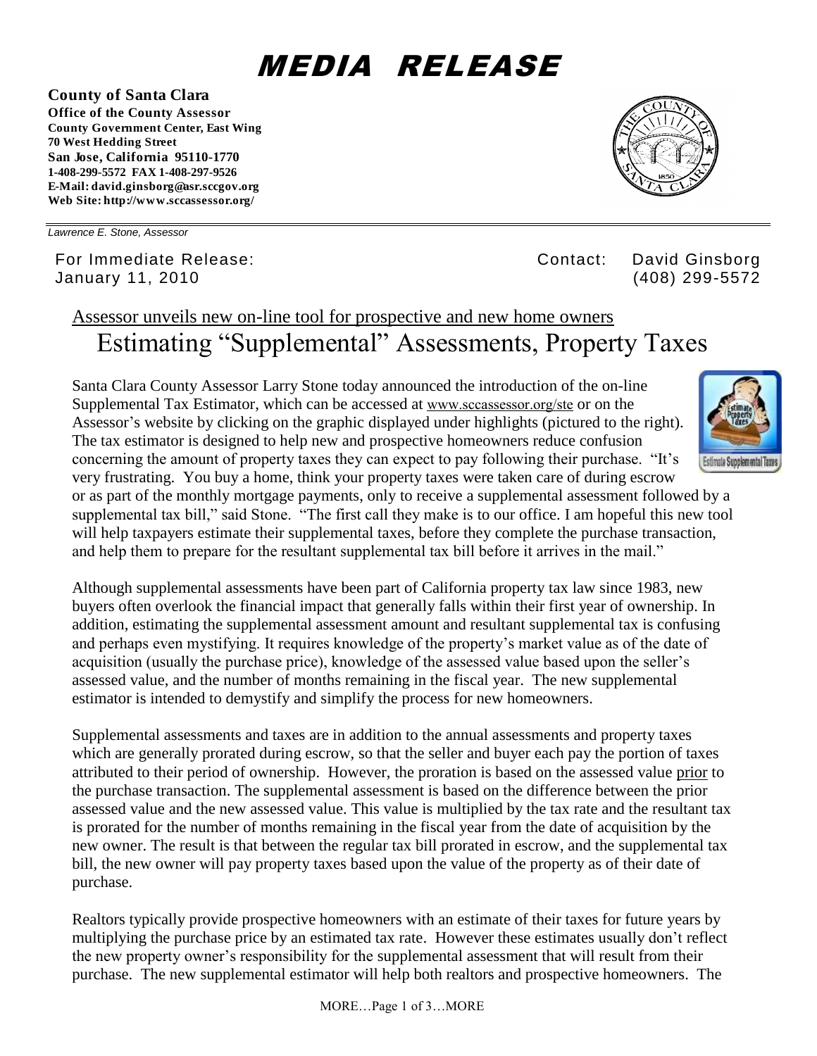# MEDIA RELEASE

**County of Santa Clara**
**Office of the County Assessor**
**County Government Center, East Wing**
**70 West Hedding Street**
**San Jose, California 95110-1770**
**1-408-299-5572 FAX 1-408-297-9526**
**E-Mail: david.ginsborg@asr.sccgov.org**
**Web Site: http://www.sccassessor.org/**

*Lawrence E. Stone, Assessor*

For Immediate Release: January 11, 2010

Contact: David Ginsborg (408) 299-5572

## Assessor unveils new on-line tool for prospective and new home owners

## Estimating "Supplemental" Assessments, Property Taxes

Santa Clara County Assessor Larry Stone today announced the introduction of the on-line Supplemental Tax Estimator, which can be accessed at www.sccassessor.org/ste or on the Assessor's website by clicking on the graphic displayed under highlights (pictured to the right). The tax estimator is designed to help new and prospective homeowners reduce confusion concerning the amount of property taxes they can expect to pay following their purchase. "It's very frustrating. You buy a home, think your property taxes were taken care of during escrow or as part of the monthly mortgage payments, only to receive a supplemental assessment followed by a supplemental tax bill," said Stone. "The first call they make is to our office. I am hopeful this new tool will help taxpayers estimate their supplemental taxes, before they complete the purchase transaction, and help them to prepare for the resultant supplemental tax bill before it arrives in the mail."

Although supplemental assessments have been part of California property tax law since 1983, new buyers often overlook the financial impact that generally falls within their first year of ownership. In addition, estimating the supplemental assessment amount and resultant supplemental tax is confusing and perhaps even mystifying. It requires knowledge of the property's market value as of the date of acquisition (usually the purchase price), knowledge of the assessed value based upon the seller's assessed value, and the number of months remaining in the fiscal year. The new supplemental estimator is intended to demystify and simplify the process for new homeowners.

Supplemental assessments and taxes are in addition to the annual assessments and property taxes which are generally prorated during escrow, so that the seller and buyer each pay the portion of taxes attributed to their period of ownership. However, the proration is based on the assessed value prior to the purchase transaction. The supplemental assessment is based on the difference between the prior assessed value and the new assessed value. This value is multiplied by the tax rate and the resultant tax is prorated for the number of months remaining in the fiscal year from the date of acquisition by the new owner. The result is that between the regular tax bill prorated in escrow, and the supplemental tax bill, the new owner will pay property taxes based upon the value of the property as of their date of purchase.

Realtors typically provide prospective homeowners with an estimate of their taxes for future years by multiplying the purchase price by an estimated tax rate. However these estimates usually don't reflect the new property owner's responsibility for the supplemental assessment that will result from their purchase. The new supplemental estimator will help both realtors and prospective homeowners. The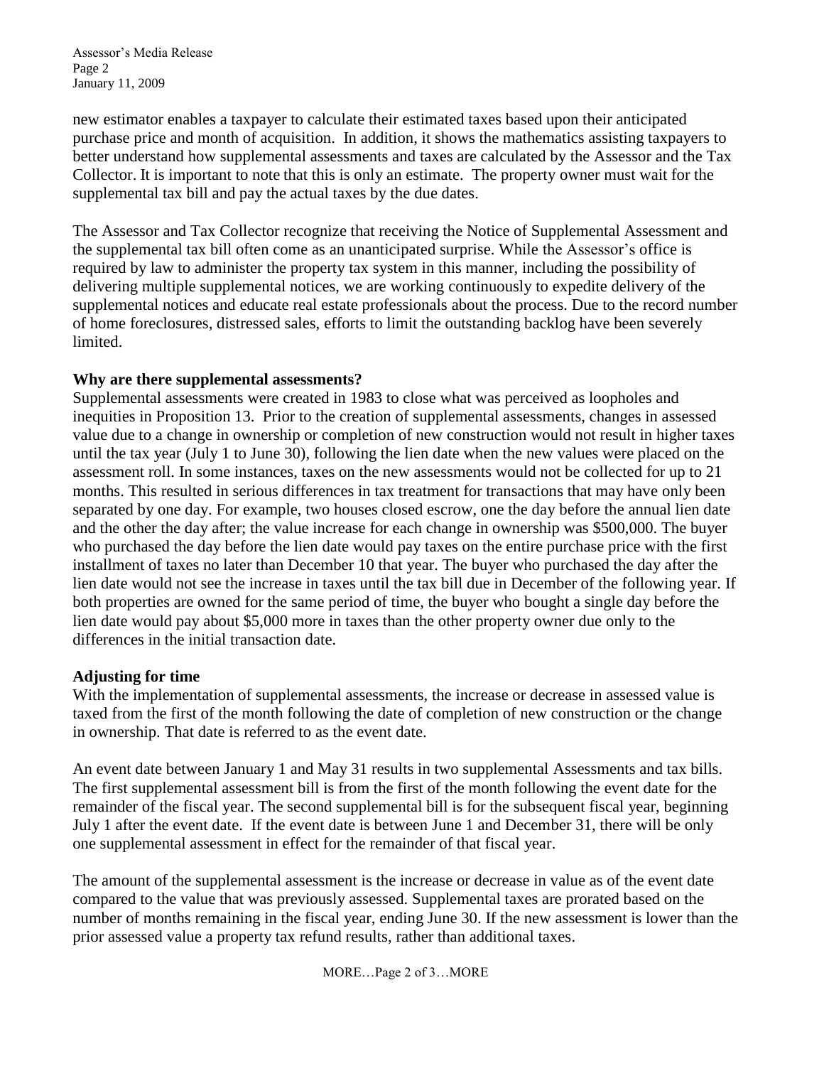new estimator enables a taxpayer to calculate their estimated taxes based upon their anticipated purchase price and month of acquisition. In addition, it shows the mathematics assisting taxpayers to better understand how supplemental assessments and taxes are calculated by the Assessor and the Tax Collector. It is important to note that this is only an estimate. The property owner must wait for the supplemental tax bill and pay the actual taxes by the due dates.

The Assessor and Tax Collector recognize that receiving the Notice of Supplemental Assessment and the supplemental tax bill often come as an unanticipated surprise. While the Assessor's office is required by law to administer the property tax system in this manner, including the possibility of delivering multiple supplemental notices, we are working continuously to expedite delivery of the supplemental notices and educate real estate professionals about the process. Due to the record number of home foreclosures, distressed sales, efforts to limit the outstanding backlog have been severely limited.

**Why are there supplemental assessments?**

Supplemental assessments were created in 1983 to close what was perceived as loopholes and inequities in Proposition 13. Prior to the creation of supplemental assessments, changes in assessed value due to a change in ownership or completion of new construction would not result in higher taxes until the tax year (July 1 to June 30), following the lien date when the new values were placed on the assessment roll. In some instances, taxes on the new assessments would not be collected for up to 21 months. This resulted in serious differences in tax treatment for transactions that may have only been separated by one day. For example, two houses closed escrow, one the day before the annual lien date and the other the day after; the value increase for each change in ownership was $500,000. The buyer who purchased the day before the lien date would pay taxes on the entire purchase price with the first installment of taxes no later than December 10 that year. The buyer who purchased the day after the lien date would not see the increase in taxes until the tax bill due in December of the following year. If both properties are owned for the same period of time, the buyer who bought a single day before the lien date would pay about $5,000 more in taxes than the other property owner due only to the differences in the initial transaction date.

**Adjusting for time**

With the implementation of supplemental assessments, the increase or decrease in assessed value is taxed from the first of the month following the date of completion of new construction or the change in ownership. That date is referred to as the event date.

An event date between January 1 and May 31 results in two supplemental Assessments and tax bills. The first supplemental assessment bill is from the first of the month following the event date for the remainder of the fiscal year. The second supplemental bill is for the subsequent fiscal year, beginning July 1 after the event date. If the event date is between June 1 and December 31, there will be only one supplemental assessment in effect for the remainder of that fiscal year.

The amount of the supplemental assessment is the increase or decrease in value as of the event date compared to the value that was previously assessed. Supplemental taxes are prorated based on the number of months remaining in the fiscal year, ending June 30. If the new assessment is lower than the prior assessed value a property tax refund results, rather than additional taxes.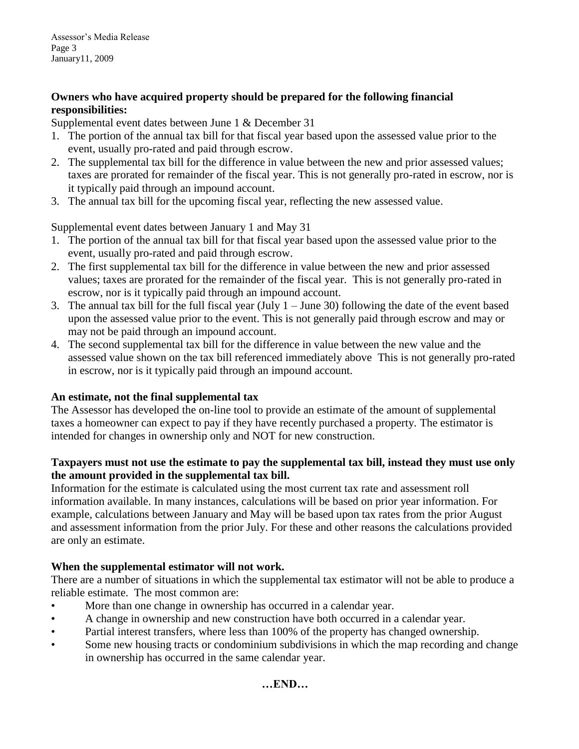**Owners who have acquired property should be prepared for the following financial responsibilities:**

Supplemental event dates between June 1 & December 31

1. The portion of the annual tax bill for that fiscal year based upon the assessed value prior to the event, usually pro-rated and paid through escrow.
2. The supplemental tax bill for the difference in value between the new and prior assessed values; taxes are prorated for remainder of the fiscal year. This is not generally pro-rated in escrow, nor is it typically paid through an impound account.
3. The annual tax bill for the upcoming fiscal year, reflecting the new assessed value.

Supplemental event dates between January 1 and May 31

1. The portion of the annual tax bill for that fiscal year based upon the assessed value prior to the event, usually pro-rated and paid through escrow.
2. The first supplemental tax bill for the difference in value between the new and prior assessed values; taxes are prorated for the remainder of the fiscal year. This is not generally pro-rated in escrow, nor is it typically paid through an impound account.
3. The annual tax bill for the full fiscal year (July 1 – June 30) following the date of the event based upon the assessed value prior to the event. This is not generally paid through escrow and may or may not be paid through an impound account.
4. The second supplemental tax bill for the difference in value between the new value and the assessed value shown on the tax bill referenced immediately above This is not generally pro-rated in escrow, nor is it typically paid through an impound account.

**An estimate, not the final supplemental tax**

The Assessor has developed the on-line tool to provide an estimate of the amount of supplemental taxes a homeowner can expect to pay if they have recently purchased a property. The estimator is intended for changes in ownership only and NOT for new construction.

**Taxpayers must not use the estimate to pay the supplemental tax bill, instead they must use only the amount provided in the supplemental tax bill.**

Information for the estimate is calculated using the most current tax rate and assessment roll information available. In many instances, calculations will be based on prior year information. For example, calculations between January and May will be based upon tax rates from the prior August and assessment information from the prior July. For these and other reasons the calculations provided are only an estimate.

**When the supplemental estimator will not work.**

There are a number of situations in which the supplemental tax estimator will not be able to produce a reliable estimate. The most common are:

- More than one change in ownership has occurred in a calendar year.
- A change in ownership and new construction have both occurred in a calendar year.
- Partial interest transfers, where less than 100% of the property has changed ownership.
- Some new housing tracts or condominium subdivisions in which the map recording and change in ownership has occurred in the same calendar year.

**…END…**